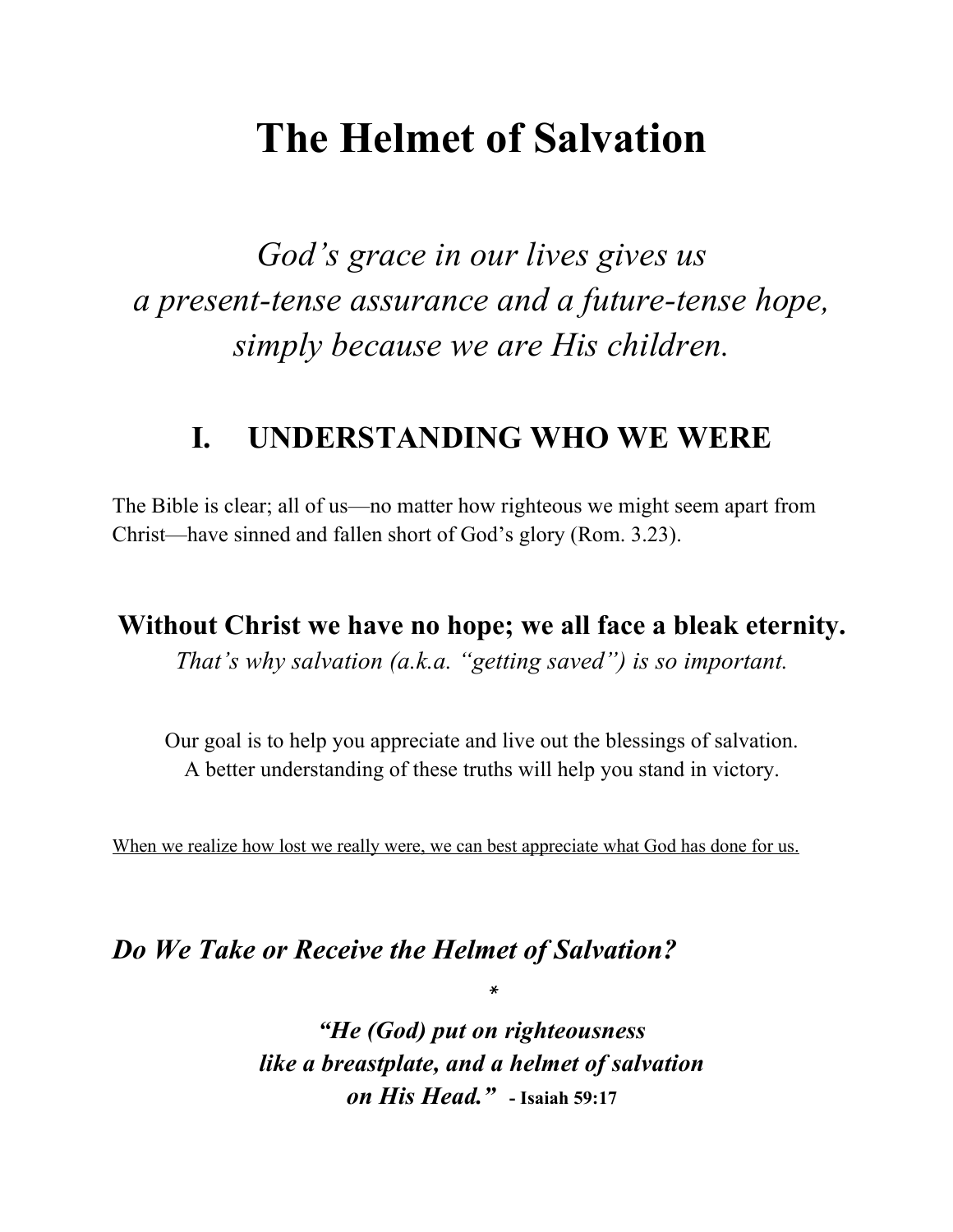# The Helmet of Salvation

*God's grace in our lives gives us*
*a present-tense assurance and a future-tense hope,*
*simply because we are His children.*

## I. UNDERSTANDING WHO WE WERE

The Bible is clear; all of us—no matter how righteous we might seem apart from Christ—have sinned and fallen short of God's glory (Rom. 3.23).

**Without Christ we have no hope; we all face a bleak eternity.**

*That's why salvation (a.k.a. "getting saved") is so important.*

Our goal is to help you appreciate and live out the blessings of salvation.
A better understanding of these truths will help you stand in victory.

<u>When we realize how lost we really were, we can best appreciate what God has done for us.</u>

### *Do We Take or Receive the Helmet of Salvation?*

*

***"He (God) put on righteousness***
***like a breastplate, and a helmet of salvation***
***on His Head."*** **- Isaiah 59:17**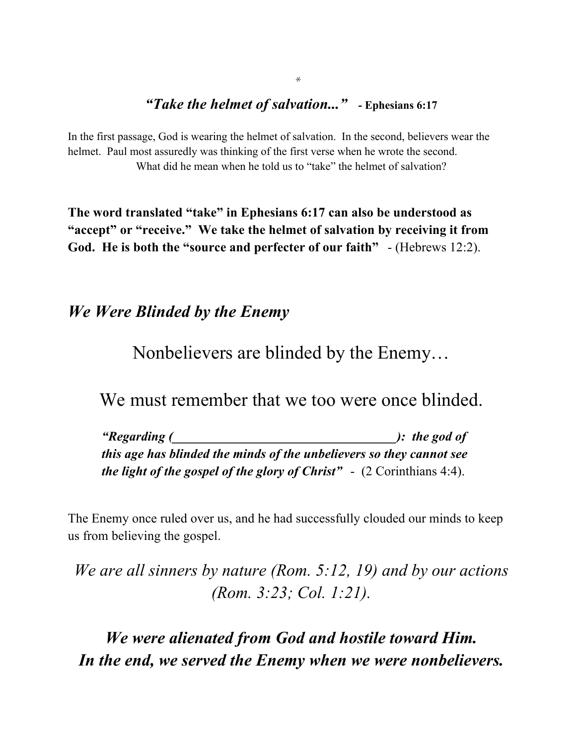*

***"Take the helmet of salvation..."*** **- Ephesians 6:17**

In the first passage, God is wearing the helmet of salvation. In the second, believers wear the helmet. Paul most assuredly was thinking of the first verse when he wrote the second.
What did he mean when he told us to "take" the helmet of salvation?

**The word translated "take" in Ephesians 6:17 can also be understood as "accept" or "receive." We take the helmet of salvation by receiving it from God. He is both the "source and perfecter of our faith"** - (Hebrews 12:2).

## *We Were Blinded by the Enemy*

Nonbelievers are blinded by the Enemy…

We must remember that we too were once blinded.

> ***"Regarding (__________________________________): the god of this age has blinded the minds of the unbelievers so they cannot see the light of the gospel of the glory of Christ"*** - (2 Corinthians 4:4).

The Enemy once ruled over us, and he had successfully clouded our minds to keep us from believing the gospel.

*We are all sinners by nature (Rom. 5:12, 19) and by our actions (Rom. 3:23; Col. 1:21).*

***We were alienated from God and hostile toward Him. In the end, we served the Enemy when we were nonbelievers.***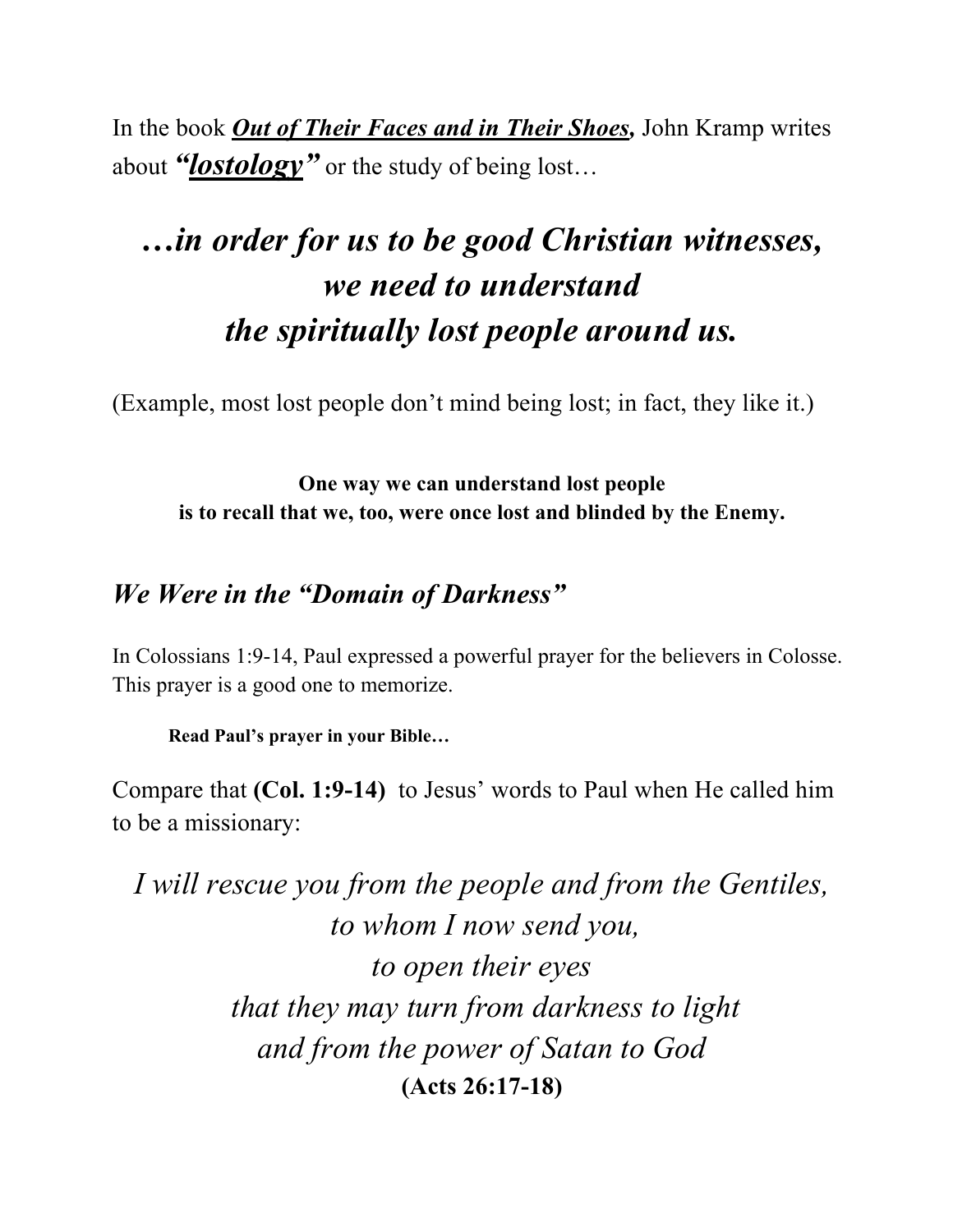In the book ***Out of Their Faces and in Their Shoes,*** John Kramp writes about ***"lostology"*** or the study of being lost…

***…in order for us to be good Christian witnesses, we need to understand the spiritually lost people around us.***

(Example, most lost people don't mind being lost; in fact, they like it.)

**One way we can understand lost people is to recall that we, too, were once lost and blinded by the Enemy.**

## *We Were in the "Domain of Darkness"*

In Colossians 1:9-14, Paul expressed a powerful prayer for the believers in Colosse. This prayer is a good one to memorize.

**Read Paul's prayer in your Bible…**

Compare that **(Col. 1:9-14)** to Jesus' words to Paul when He called him to be a missionary:

*I will rescue you from the people and from the Gentiles,*
*to whom I now send you,*
*to open their eyes*
*that they may turn from darkness to light*
*and from the power of Satan to God*
**(Acts 26:17-18)**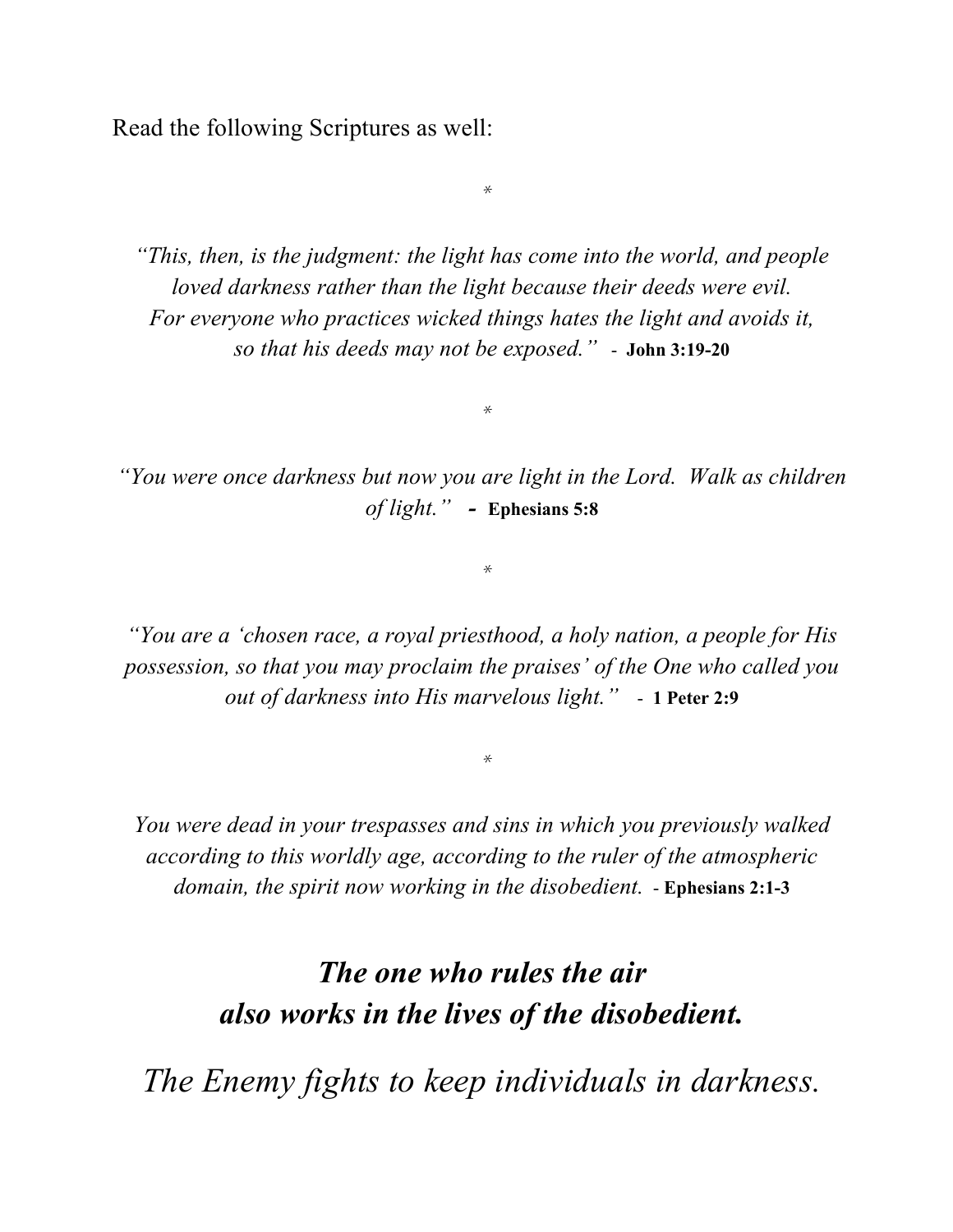Read the following Scriptures as well:

*

*"This, then, is the judgment: the light has come into the world, and people loved darkness rather than the light because their deeds were evil. For everyone who practices wicked things hates the light and avoids it, so that his deeds may not be exposed."* - **John 3:19-20**

*

*"You were once darkness but now you are light in the Lord. Walk as children of light."* **-** **Ephesians 5:8**

*

*"You are a 'chosen race, a royal priesthood, a holy nation, a people for His possession, so that you may proclaim the praises' of the One who called you out of darkness into His marvelous light."* - **1 Peter 2:9**

*

*You were dead in your trespasses and sins in which you previously walked according to this worldly age, according to the ruler of the atmospheric domain, the spirit now working in the disobedient.* - **Ephesians 2:1-3**

## ***The one who rules the air also works in the lives of the disobedient.***

## *The Enemy fights to keep individuals in darkness.*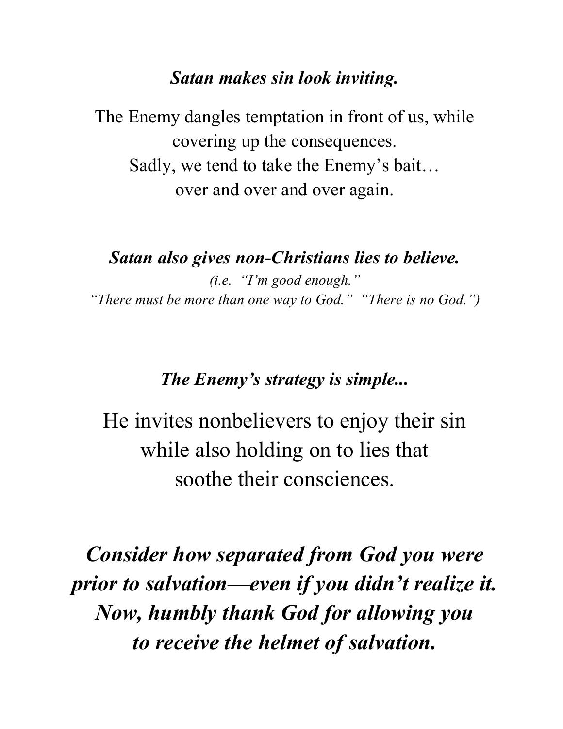***Satan makes sin look inviting.***

The Enemy dangles temptation in front of us, while
covering up the consequences.
Sadly, we tend to take the Enemy's bait…
over and over and over again.

***Satan also gives non-Christians lies to believe.***

*(i.e. "I'm good enough."
"There must be more than one way to God." "There is no God.")*

***The Enemy's strategy is simple...***

He invites nonbelievers to enjoy their sin
while also holding on to lies that
soothe their consciences.

***Consider how separated from God you were
prior to salvation—even if you didn't realize it.
Now, humbly thank God for allowing you
to receive the helmet of salvation.***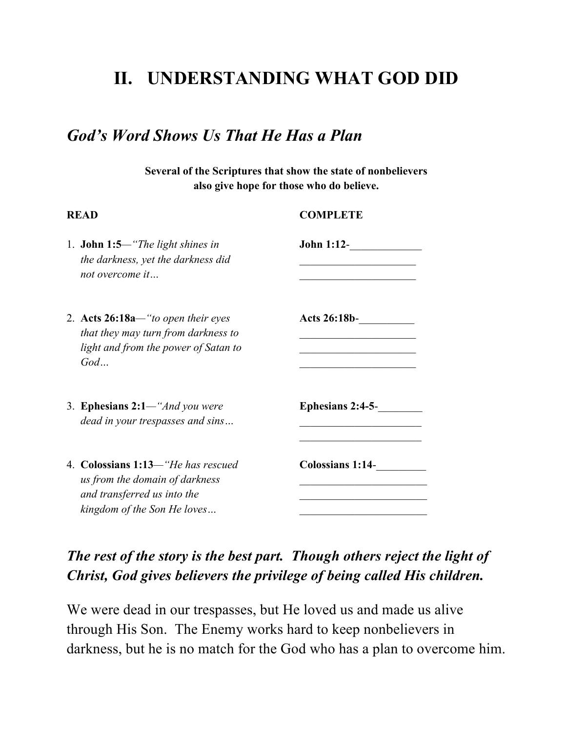# II. UNDERSTANDING WHAT GOD DID

## *God's Word Shows Us That He Has a Plan*

**Several of the Scriptures that show the state of nonbelievers also give hope for those who do believe.**

| READ | COMPLETE |
|---|---|
| 1. **John 1:5**—*"The light shines in the darkness, yet the darkness did not overcome it…* | **John 1:12**-_____________ _____________________ _____________________ |
| 2. **Acts 26:18a**—*"to open their eyes that they may turn from darkness to light and from the power of Satan to God…* | **Acts 26:18b**-__________ _____________________ _____________________ _____________________ |
| 3. **Ephesians 2:1**—*"And you were dead in your trespasses and sins…* | **Ephesians 2:4-5**-________ ______________________ ______________________ |
| 4. **Colossians 1:13**—*"He has rescued us from the domain of darkness and transferred us into the kingdom of the Son He loves…* | **Colossians 1:14**-_________ _______________________ _______________________ _______________________ |

***The rest of the story is the best part. Though others reject the light of Christ, God gives believers the privilege of being called His children.***

We were dead in our trespasses, but He loved us and made us alive through His Son. The Enemy works hard to keep nonbelievers in darkness, but he is no match for the God who has a plan to overcome him.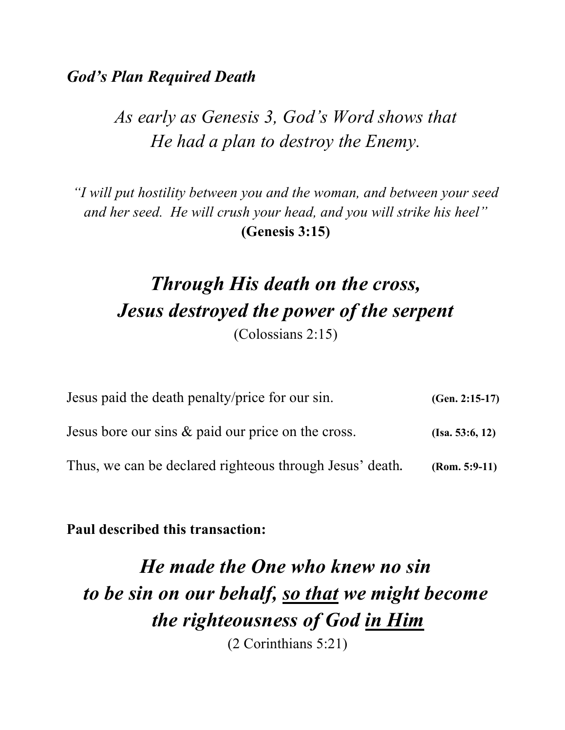***God's Plan Required Death***

*As early as Genesis 3, God's Word shows that He had a plan to destroy the Enemy.*

*"I will put hostility between you and the woman, and between your seed and her seed. He will crush your head, and you will strike his heel"* **(Genesis 3:15)**

## ***Through His death on the cross, Jesus destroyed the power of the serpent***

(Colossians 2:15)

Jesus paid the death penalty/price for our sin. **(Gen. 2:15-17)**

Jesus bore our sins & paid our price on the cross. **(Isa. 53:6, 12)**

Thus, we can be declared righteous through Jesus' death. **(Rom. 5:9-11)**

**Paul described this transaction:**

## ***He made the One who knew no sin to be sin on our behalf, <u>so that</u> we might become the righteousness of God <u>in Him</u>***

(2 Corinthians 5:21)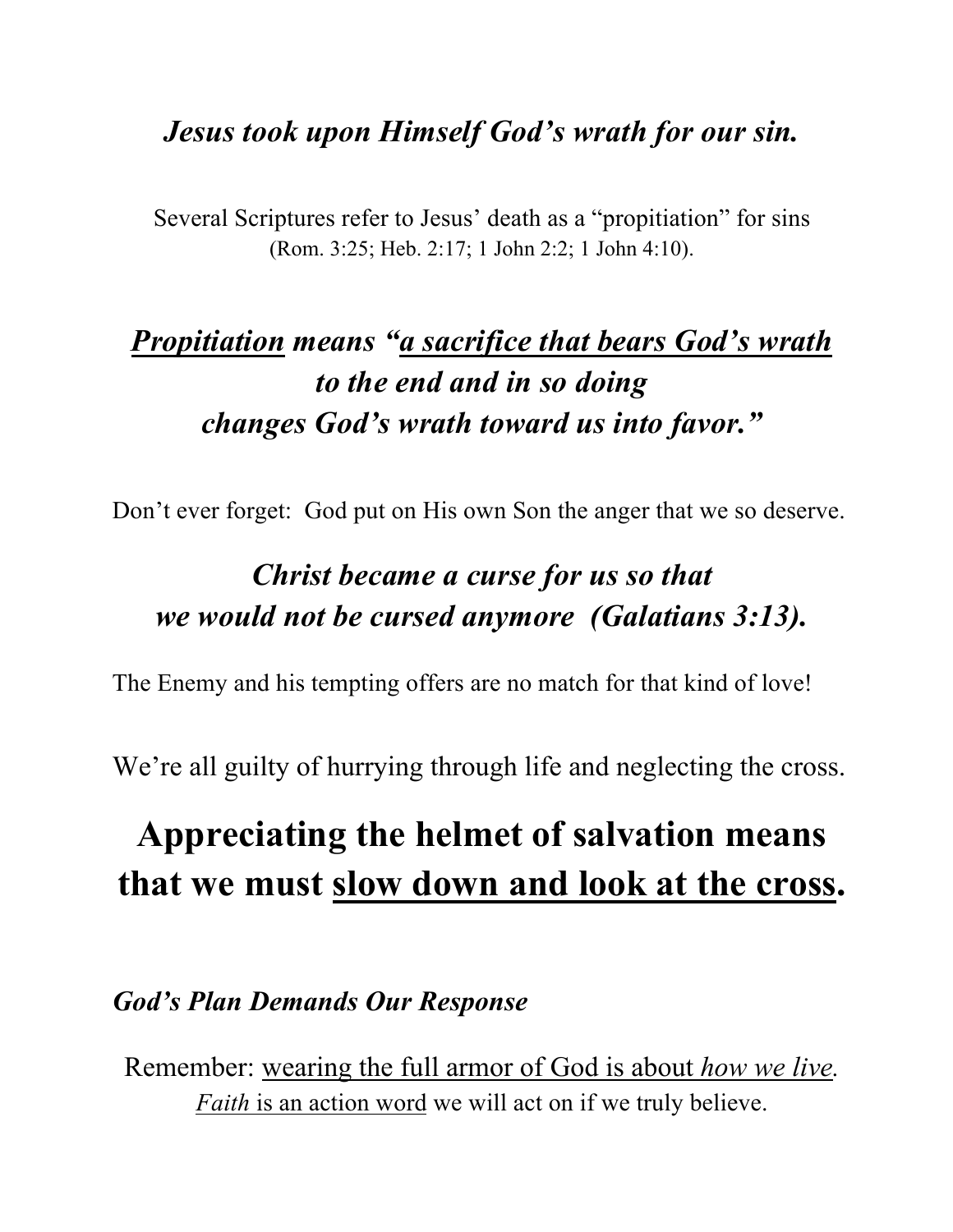***Jesus took upon Himself God's wrath for our sin.***

Several Scriptures refer to Jesus' death as a "propitiation" for sins (Rom. 3:25; Heb. 2:17; 1 John 2:2; 1 John 4:10).

***<u>Propitiation</u> means "<u>a sacrifice that bears God's wrath</u> to the end and in so doing changes God's wrath toward us into favor."***

Don't ever forget: God put on His own Son the anger that we so deserve.

***Christ became a curse for us so that we would not be cursed anymore (Galatians 3:13).***

The Enemy and his tempting offers are no match for that kind of love!

We're all guilty of hurrying through life and neglecting the cross.

# Appreciating the helmet of salvation means that we must <u>slow down and look at the cross</u>.

***God's Plan Demands Our Response***

Remember: <u>wearing the full armor of God is about *how we live*</u>. <u>*Faith* is an action word</u> we will act on if we truly believe.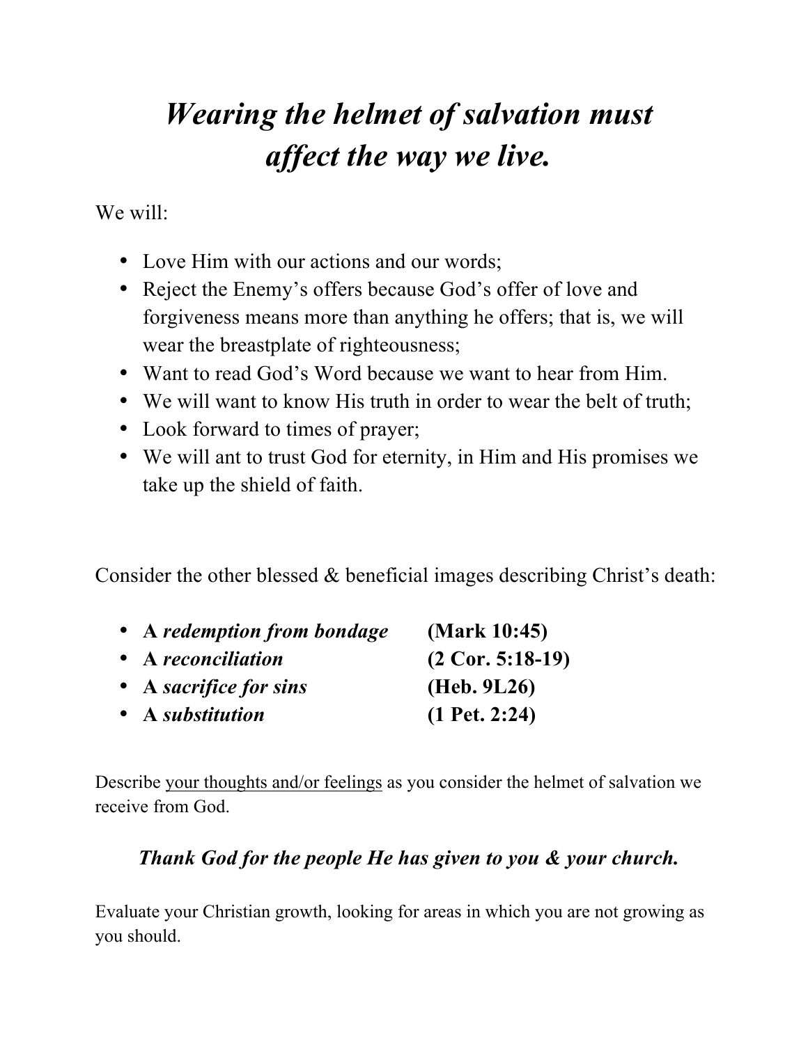# *Wearing the helmet of salvation must affect the way we live.*

We will:

- Love Him with our actions and our words;
- Reject the Enemy's offers because God's offer of love and forgiveness means more than anything he offers; that is, we will wear the breastplate of righteousness;
- Want to read God's Word because we want to hear from Him.
- We will want to know His truth in order to wear the belt of truth;
- Look forward to times of prayer;
- We will ant to trust God for eternity, in Him and His promises we take up the shield of faith.

Consider the other blessed & beneficial images describing Christ's death:

- **A *redemption from bondage*** **(Mark 10:45)**
- **A *reconciliation*** **(2 Cor. 5:18-19)**
- **A *sacrifice for sins*** **(Heb. 9L26)**
- **A *substitution*** **(1 Pet. 2:24)**

Describe <u>your thoughts and/or feelings</u> as you consider the helmet of salvation we receive from God.

***Thank God for the people He has given to you & your church.***

Evaluate your Christian growth, looking for areas in which you are not growing as you should.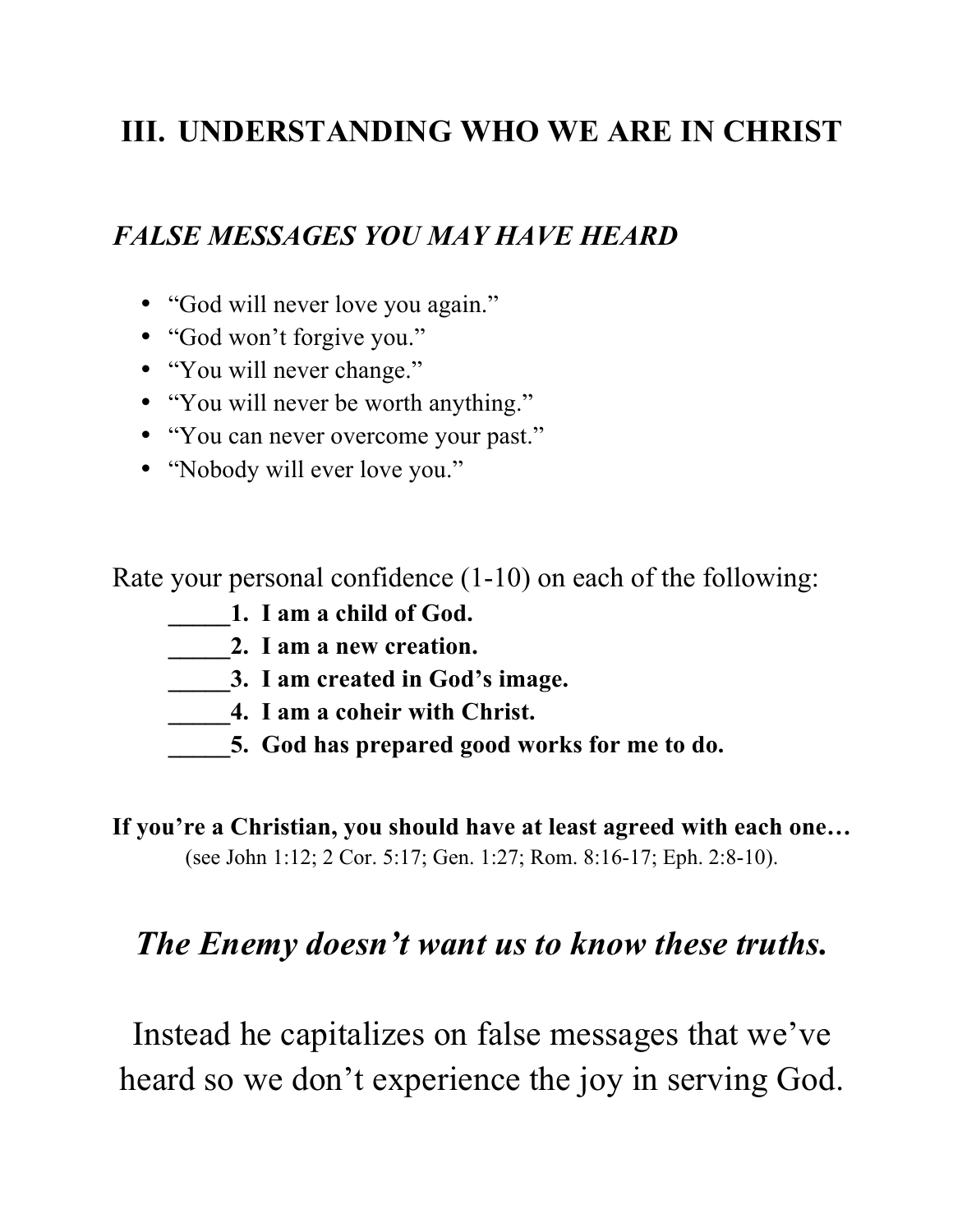# III. UNDERSTANDING WHO WE ARE IN CHRIST

## *FALSE MESSAGES YOU MAY HAVE HEARD*

- "God will never love you again."
- "God won't forgive you."
- "You will never change."
- "You will never be worth anything."
- "You can never overcome your past."
- "Nobody will ever love you."

Rate your personal confidence (1-10) on each of the following:

**_____1. I am a child of God.**
**_____2. I am a new creation.**
**_____3. I am created in God's image.**
**_____4. I am a coheir with Christ.**
**_____5. God has prepared good works for me to do.**

**If you're a Christian, you should have at least agreed with each one…**
(see John 1:12; 2 Cor. 5:17; Gen. 1:27; Rom. 8:16-17; Eph. 2:8-10).

## ***The Enemy doesn't want us to know these truths.***

Instead he capitalizes on false messages that we've heard so we don't experience the joy in serving God.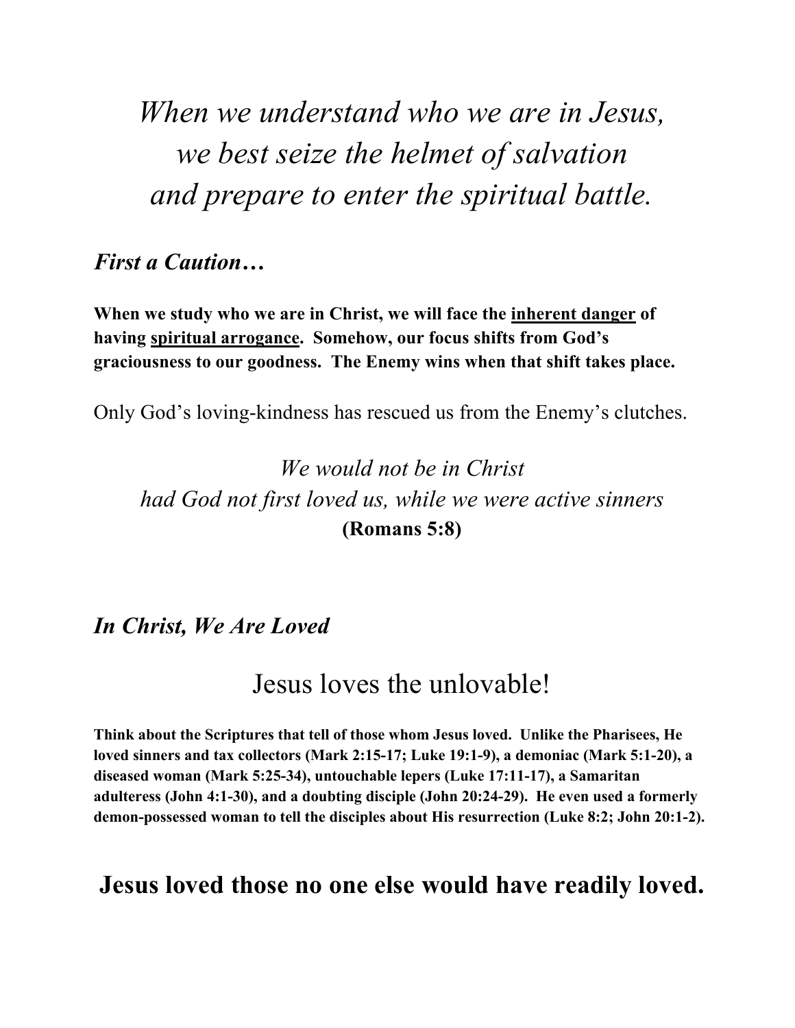*When we understand who we are in Jesus, we best seize the helmet of salvation and prepare to enter the spiritual battle.*

## *First a Caution…*

**When we study who we are in Christ, we will face the <u>inherent danger</u> of having <u>spiritual arrogance</u>. Somehow, our focus shifts from God's graciousness to our goodness. The Enemy wins when that shift takes place.**

Only God's loving-kindness has rescued us from the Enemy's clutches.

*We would not be in Christ had God not first loved us, while we were active sinners* **(Romans 5:8)**

## *In Christ, We Are Loved*

Jesus loves the unlovable!

**Think about the Scriptures that tell of those whom Jesus loved. Unlike the Pharisees, He loved sinners and tax collectors (Mark 2:15-17; Luke 19:1-9), a demoniac (Mark 5:1-20), a diseased woman (Mark 5:25-34), untouchable lepers (Luke 17:11-17), a Samaritan adulteress (John 4:1-30), and a doubting disciple (John 20:24-29). He even used a formerly demon-possessed woman to tell the disciples about His resurrection (Luke 8:2; John 20:1-2).**

**Jesus loved those no one else would have readily loved.**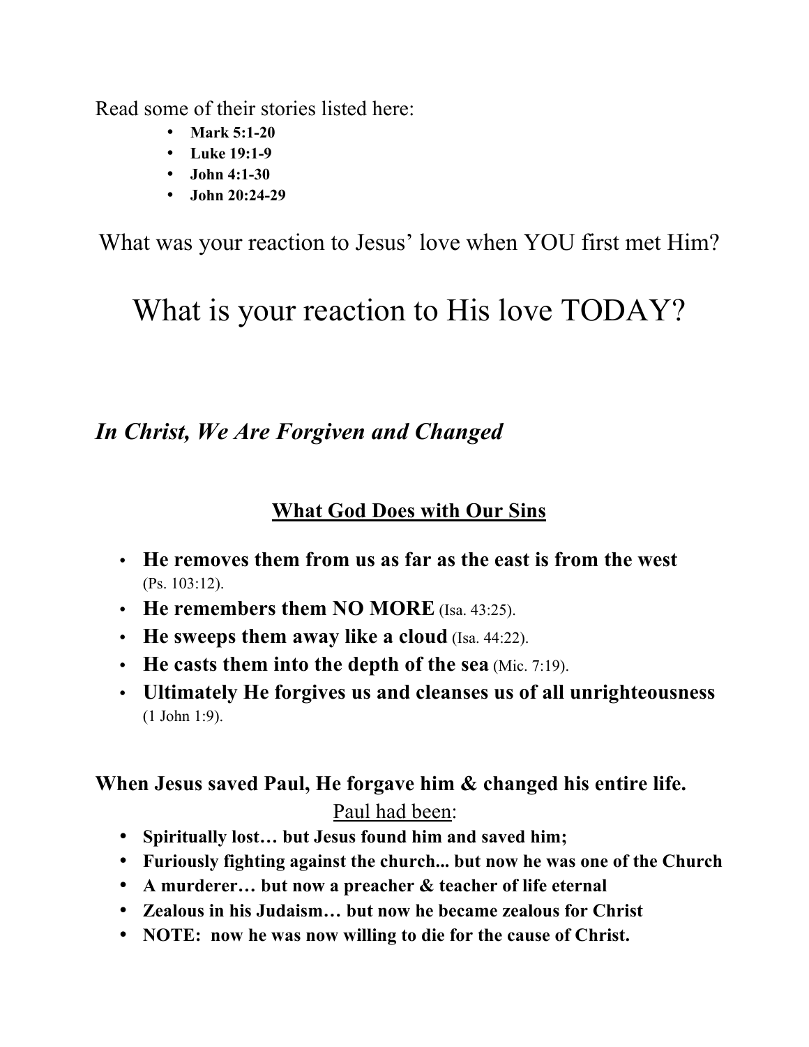Read some of their stories listed here:

- **Mark 5:1-20**
- **Luke 19:1-9**
- **John 4:1-30**
- **John 20:24-29**

What was your reaction to Jesus' love when YOU first met Him?

# What is your reaction to His love TODAY?

## *In Christ, We Are Forgiven and Changed*

### <u>What God Does with Our Sins</u>

- **He removes them from us as far as the east is from the west** (Ps. 103:12).
- **He remembers them NO MORE** (Isa. 43:25).
- **He sweeps them away like a cloud** (Isa. 44:22).
- **He casts them into the depth of the sea** (Mic. 7:19).
- **Ultimately He forgives us and cleanses us of all unrighteousness** (1 John 1:9).

**When Jesus saved Paul, He forgave him & changed his entire life.**

<u>Paul had been</u>:

- **Spiritually lost… but Jesus found him and saved him;**
- **Furiously fighting against the church... but now he was one of the Church**
- **A murderer… but now a preacher & teacher of life eternal**
- **Zealous in his Judaism… but now he became zealous for Christ**
- **NOTE: now he was now willing to die for the cause of Christ.**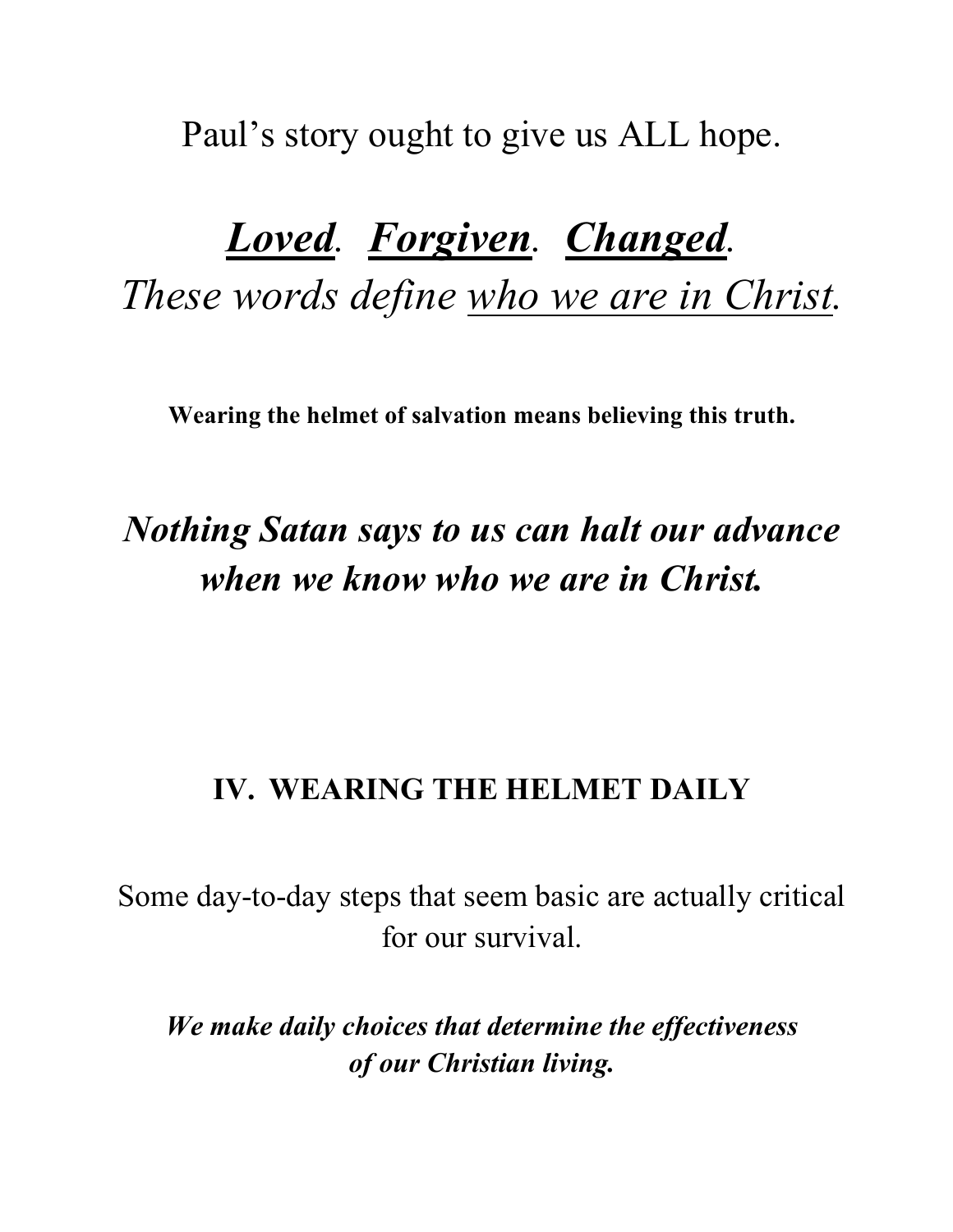Paul's story ought to give us ALL hope.

***<u>Loved</u>. <u>Forgiven</u>. <u>Changed</u>.***
*These words define <u>who we are in Christ</u>.*

**Wearing the helmet of salvation means believing this truth.**

***Nothing Satan says to us can halt our advance when we know who we are in Christ.***

## IV. WEARING THE HELMET DAILY

Some day-to-day steps that seem basic are actually critical for our survival.

***We make daily choices that determine the effectiveness of our Christian living.***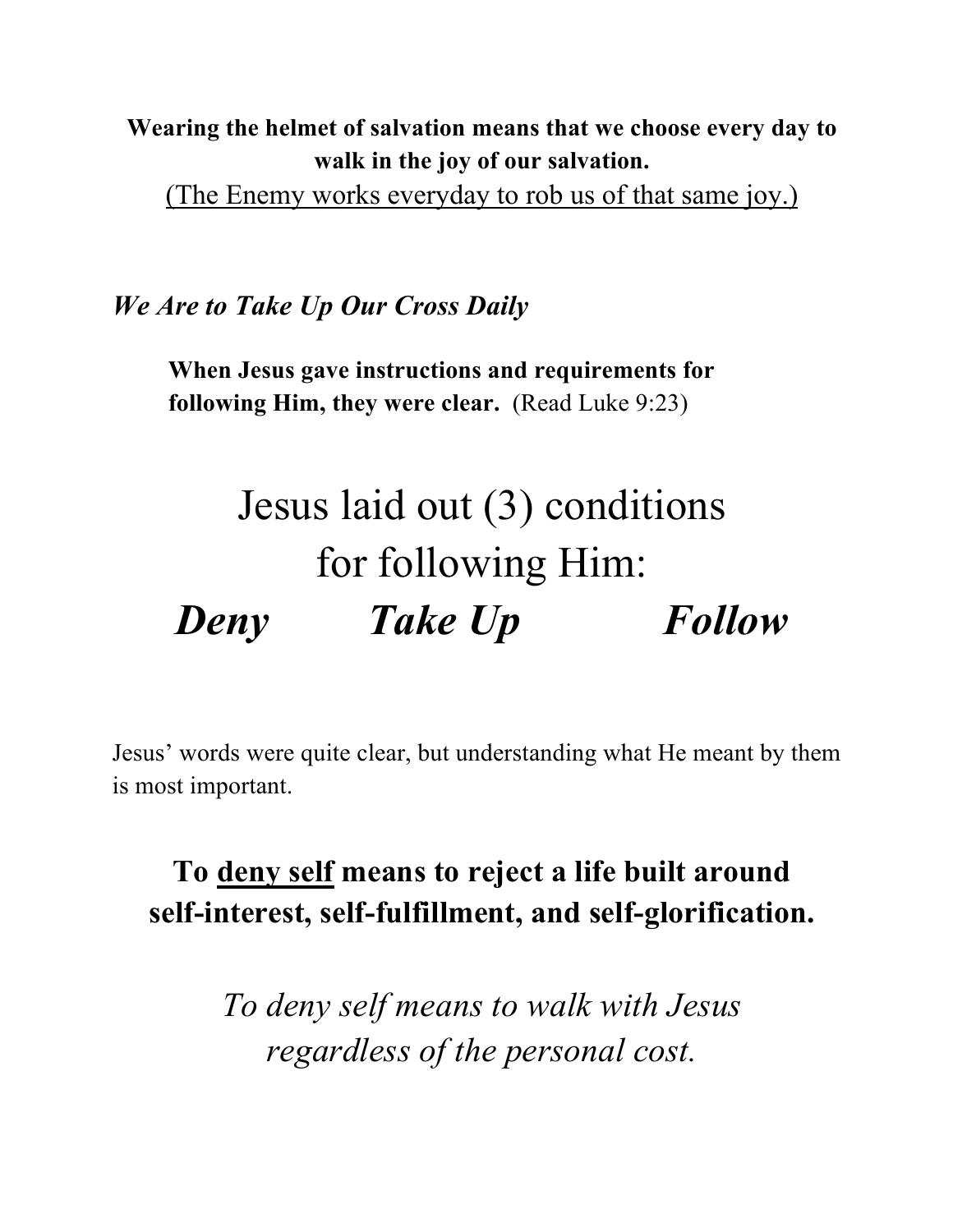**Wearing the helmet of salvation means that we choose every day to walk in the joy of our salvation.**

<u>(The Enemy works everyday to rob us of that same joy.)</u>

***We Are to Take Up Our Cross Daily***

**When Jesus gave instructions and requirements for following Him, they were clear.** (Read Luke 9:23)

# Jesus laid out (3) conditions for following Him:

## ***Deny*** ***Take Up*** ***Follow***

Jesus' words were quite clear, but understanding what He meant by them is most important.

**To <u>deny self</u> means to reject a life built around self-interest, self-fulfillment, and self-glorification.**

*To deny self means to walk with Jesus regardless of the personal cost.*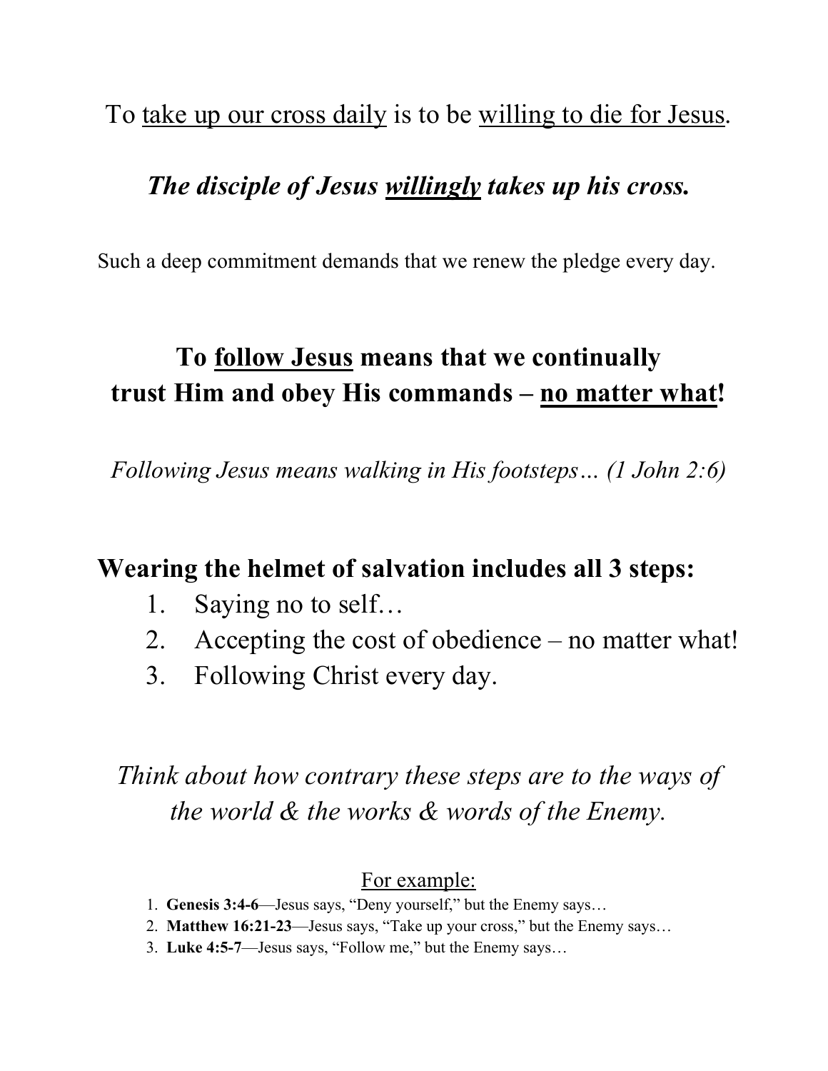To <u>take up our cross daily</u> is to be <u>willing to die for Jesus</u>.

***The disciple of Jesus <u>willingly</u> takes up his cross.***

Such a deep commitment demands that we renew the pledge every day.

## To <u>follow Jesus</u> means that we continually trust Him and obey His commands – <u>no matter what</u>!

*Following Jesus means walking in His footsteps… (1 John 2:6)*

## Wearing the helmet of salvation includes all 3 steps:

1. Saying no to self…
2. Accepting the cost of obedience – no matter what!
3. Following Christ every day.

*Think about how contrary these steps are to the ways of the world & the works & words of the Enemy.*

<u>For example:</u>

1. **Genesis 3:4-6**—Jesus says, "Deny yourself," but the Enemy says…
2. **Matthew 16:21-23**—Jesus says, "Take up your cross," but the Enemy says…
3. **Luke 4:5-7**—Jesus says, "Follow me," but the Enemy says…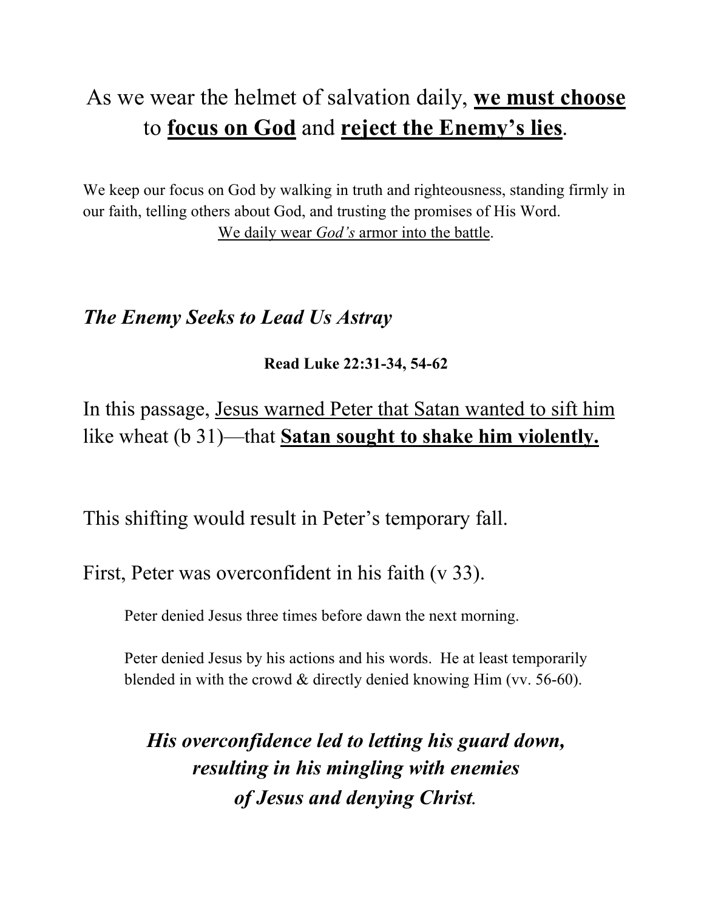As we wear the helmet of salvation daily, **<u>we must choose</u>** to **<u>focus on God</u>** and **<u>reject the Enemy's lies</u>**.

We keep our focus on God by walking in truth and righteousness, standing firmly in our faith, telling others about God, and trusting the promises of His Word.

<u>We daily wear *God's* armor into the battle</u>.

### ***The Enemy Seeks to Lead Us Astray***

**Read Luke 22:31-34, 54-62**

In this passage, <u>Jesus warned Peter that Satan wanted to sift him</u> like wheat (b 31)—that **<u>Satan sought to shake him violently.</u>**

This shifting would result in Peter's temporary fall.

First, Peter was overconfident in his faith (v 33).

> Peter denied Jesus three times before dawn the next morning.
>
> Peter denied Jesus by his actions and his words. He at least temporarily blended in with the crowd & directly denied knowing Him (vv. 56-60).

***His overconfidence led to letting his guard down, resulting in his mingling with enemies of Jesus and denying Christ.***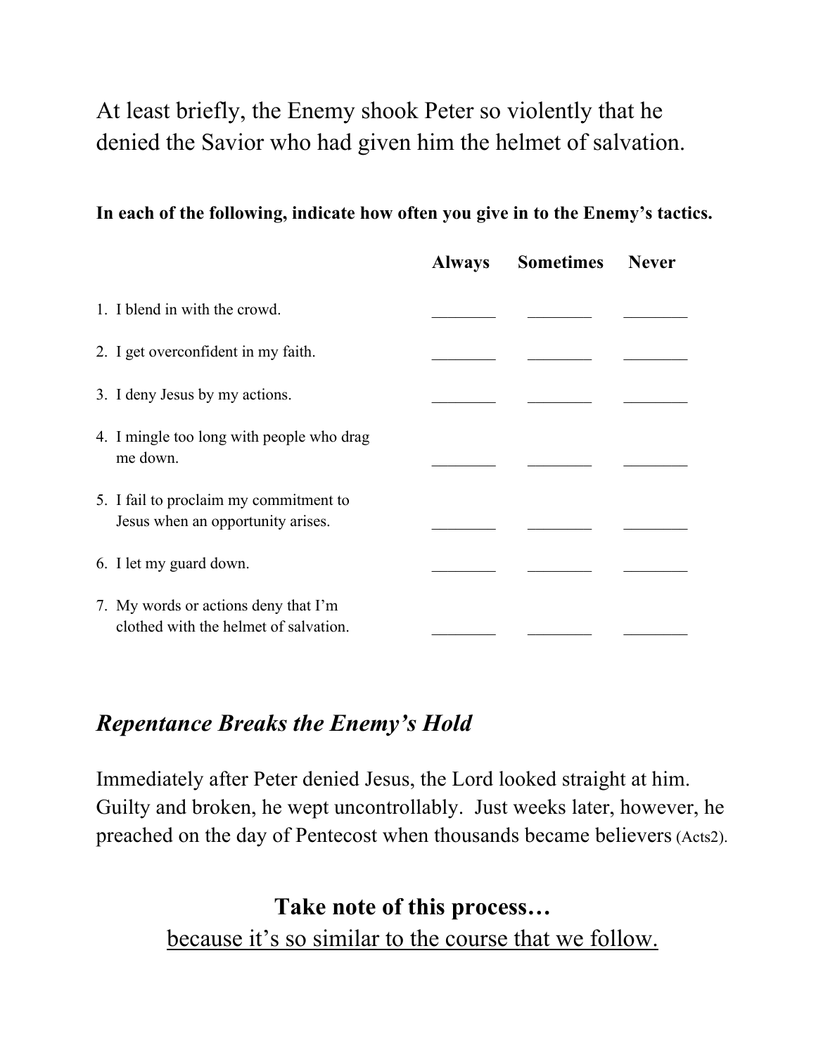At least briefly, the Enemy shook Peter so violently that he denied the Savior who had given him the helmet of salvation.

**In each of the following, indicate how often you give in to the Enemy's tactics.**

| | Always | Sometimes | Never |
|---|---|---|---|
| 1. I blend in with the crowd. | ________ | ________ | ________ |
| 2. I get overconfident in my faith. | ________ | ________ | ________ |
| 3. I deny Jesus by my actions. | ________ | ________ | ________ |
| 4. I mingle too long with people who drag me down. | ________ | ________ | ________ |
| 5. I fail to proclaim my commitment to Jesus when an opportunity arises. | ________ | ________ | ________ |
| 6. I let my guard down. | ________ | ________ | ________ |
| 7. My words or actions deny that I'm clothed with the helmet of salvation. | ________ | ________ | ________ |

## *Repentance Breaks the Enemy's Hold*

Immediately after Peter denied Jesus, the Lord looked straight at him. Guilty and broken, he wept uncontrollably. Just weeks later, however, he preached on the day of Pentecost when thousands became believers (Acts2).

**Take note of this process…**

<u>because it's so similar to the course that we follow.</u>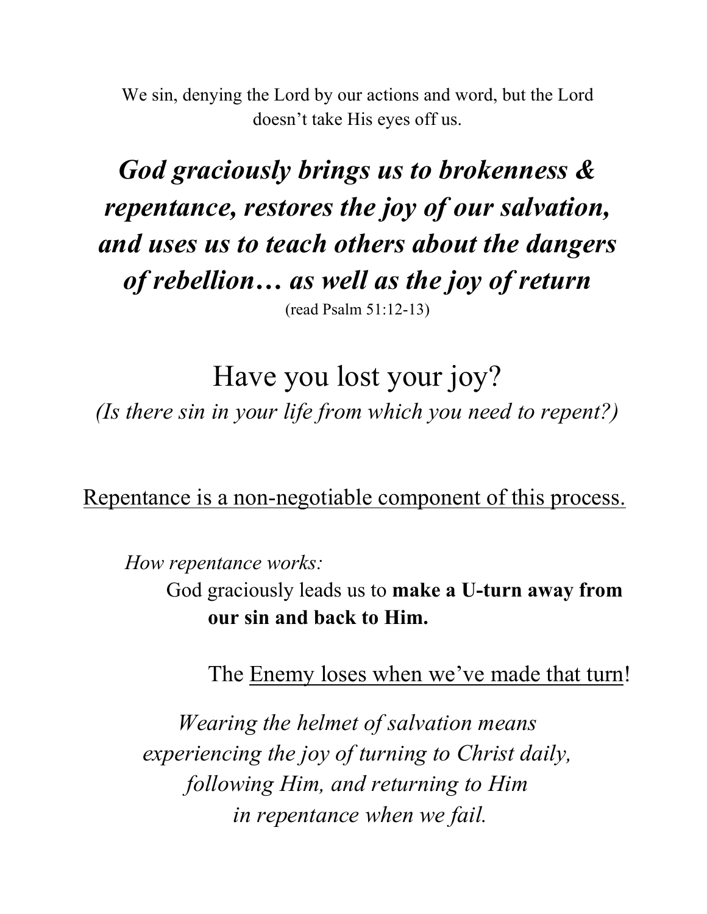We sin, denying the Lord by our actions and word, but the Lord doesn't take His eyes off us.

***God graciously brings us to brokenness & repentance, restores the joy of our salvation, and uses us to teach others about the dangers of rebellion… as well as the joy of return***

(read Psalm 51:12-13)

Have you lost your joy?

*(Is there sin in your life from which you need to repent?)*

<u>Repentance is a non-negotiable component of this process.</u>

*How repentance works:*

God graciously leads us to **make a U-turn away from our sin and back to Him.**

The <u>Enemy loses when we've made that turn</u>!

*Wearing the helmet of salvation means experiencing the joy of turning to Christ daily, following Him, and returning to Him in repentance when we fail.*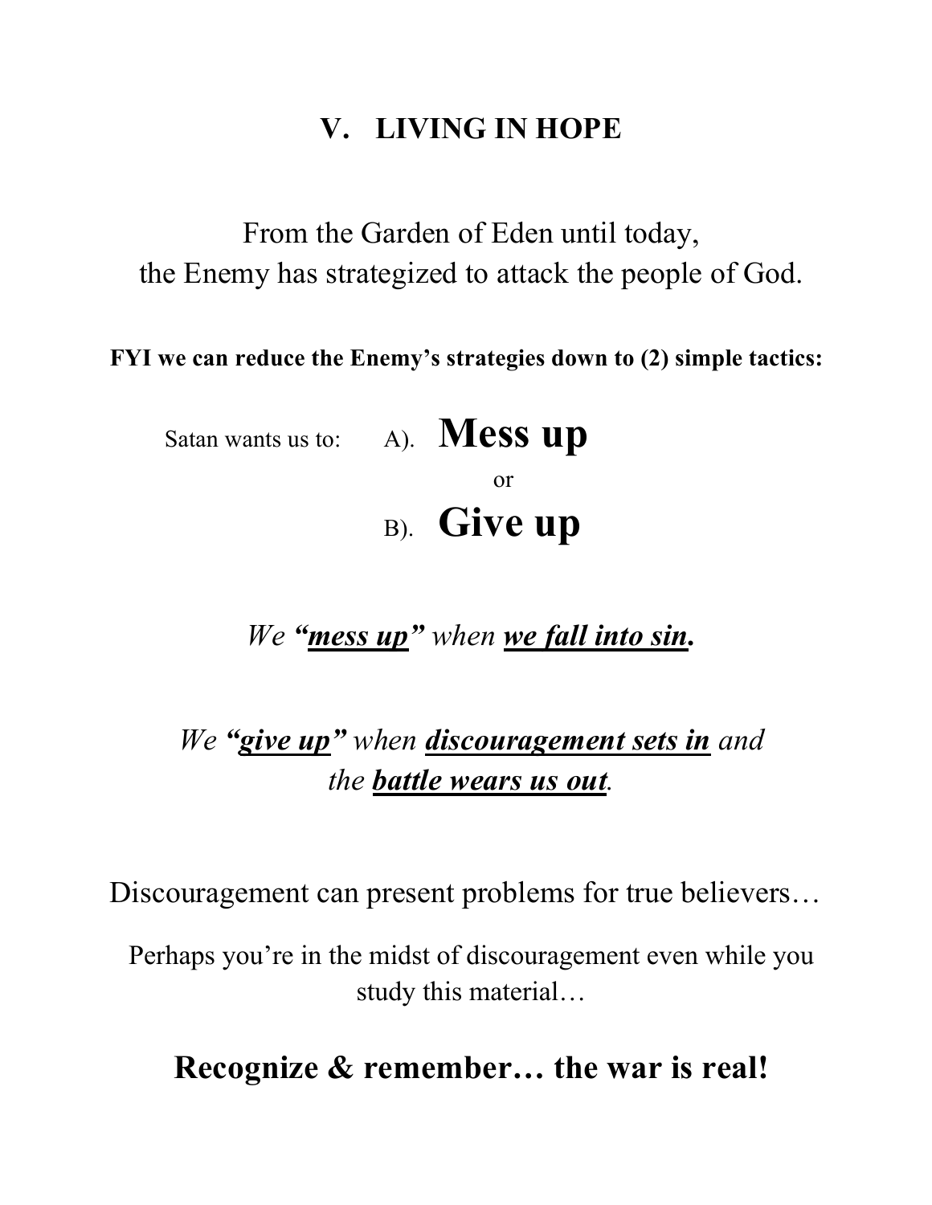## V. LIVING IN HOPE

From the Garden of Eden until today,
the Enemy has strategized to attack the people of God.

**FYI we can reduce the Enemy's strategies down to (2) simple tactics:**

Satan wants us to: A). **Mess up**

or

B). **Give up**

*We* ***"mess up"*** *when* ***we fall into sin.***

*We* ***"give up"*** *when* ***discouragement sets in*** *and the* ***battle wears us out****.*

Discouragement can present problems for true believers…

Perhaps you're in the midst of discouragement even while you study this material…

**Recognize & remember… the war is real!**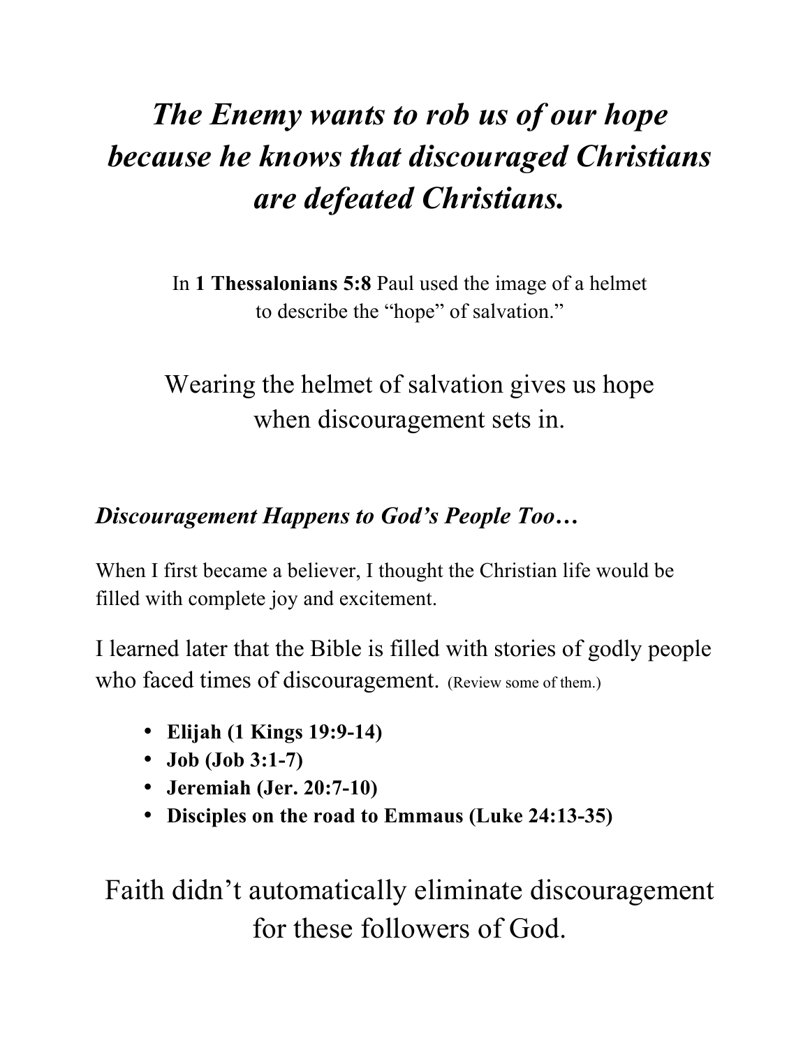# *The Enemy wants to rob us of our hope because he knows that discouraged Christians are defeated Christians.*

In **1 Thessalonians 5:8** Paul used the image of a helmet to describe the "hope" of salvation."

Wearing the helmet of salvation gives us hope when discouragement sets in.

### *Discouragement Happens to God's People Too…*

When I first became a believer, I thought the Christian life would be filled with complete joy and excitement.

I learned later that the Bible is filled with stories of godly people who faced times of discouragement. (Review some of them.)

- **Elijah (1 Kings 19:9-14)**
- **Job (Job 3:1-7)**
- **Jeremiah (Jer. 20:7-10)**
- **Disciples on the road to Emmaus (Luke 24:13-35)**

Faith didn't automatically eliminate discouragement for these followers of God.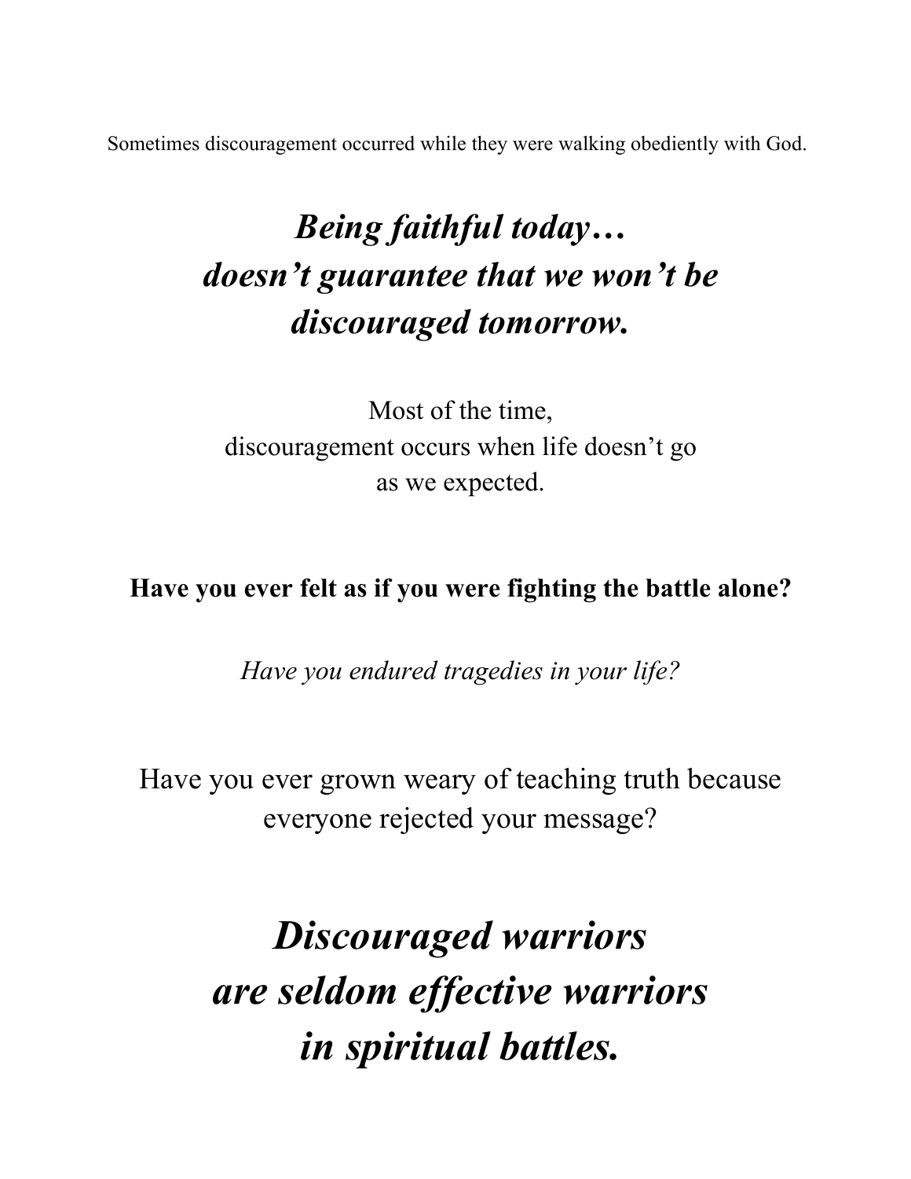Sometimes discouragement occurred while they were walking obediently with God.

***Being faithful today… doesn't guarantee that we won't be discouraged tomorrow.***

Most of the time,
discouragement occurs when life doesn't go
as we expected.

**Have you ever felt as if you were fighting the battle alone?**

*Have you endured tragedies in your life?*

Have you ever grown weary of teaching truth because everyone rejected your message?

***Discouraged warriors are seldom effective warriors in spiritual battles.***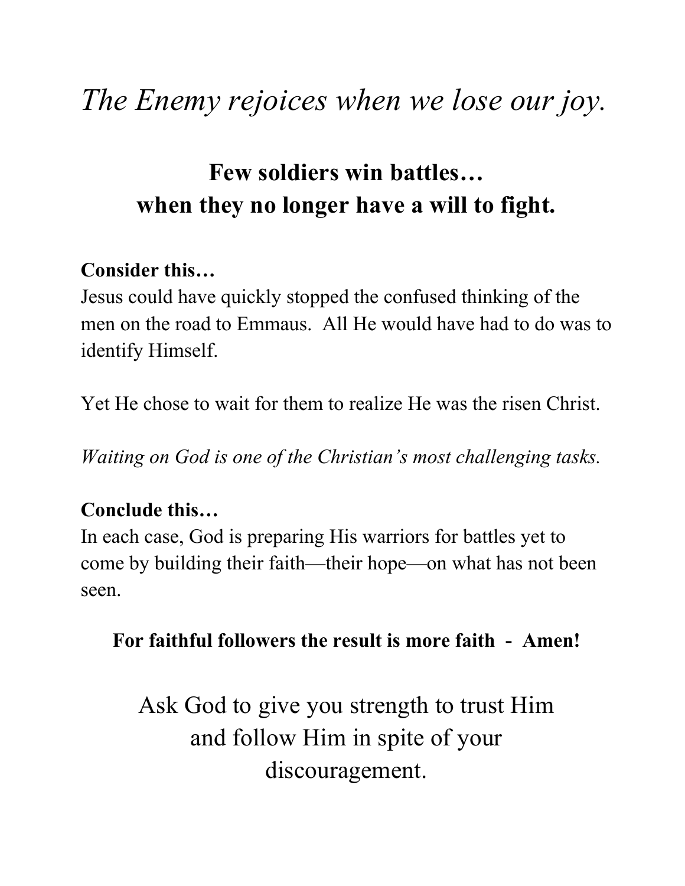# *The Enemy rejoices when we lose our joy.*

## Few soldiers win battles…
## when they no longer have a will to fight.

**Consider this…**
Jesus could have quickly stopped the confused thinking of the men on the road to Emmaus. All He would have had to do was to identify Himself.

Yet He chose to wait for them to realize He was the risen Christ.

*Waiting on God is one of the Christian's most challenging tasks.*

**Conclude this…**
In each case, God is preparing His warriors for battles yet to come by building their faith—their hope—on what has not been seen.

**For faithful followers the result is more faith - Amen!**

Ask God to give you strength to trust Him and follow Him in spite of your discouragement.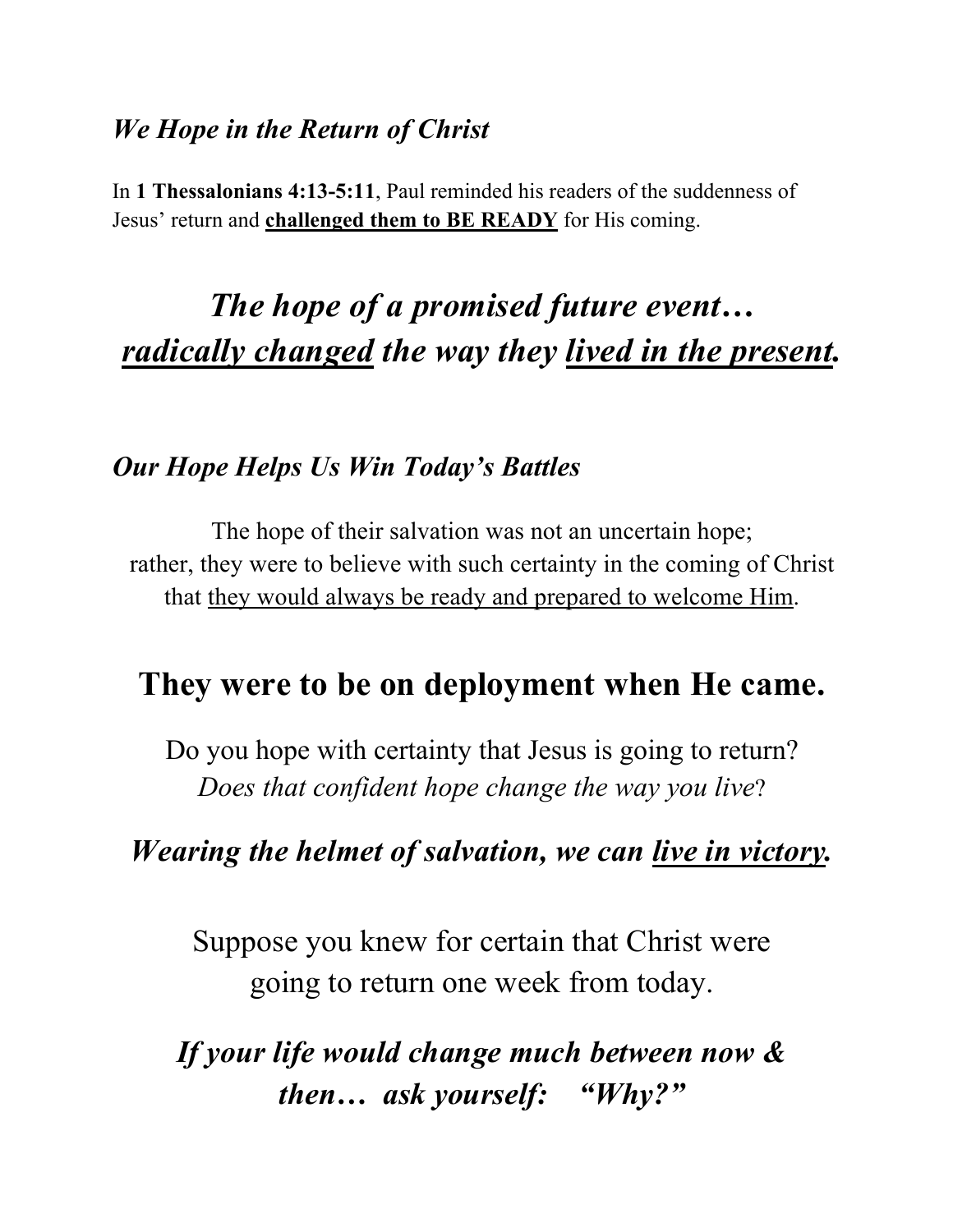### *We Hope in the Return of Christ*

In **1 Thessalonians 4:13-5:11**, Paul reminded his readers of the suddenness of Jesus' return and <u>**challenged them to BE READY**</u> for His coming.

## ***The hope of a promised future event…*** ***<u>radically changed</u> the way they <u>lived in the present</u>.***

### *Our Hope Helps Us Win Today's Battles*

The hope of their salvation was not an uncertain hope;
rather, they were to believe with such certainty in the coming of Christ that <u>they would always be ready and prepared to welcome Him</u>.

## **They were to be on deployment when He came.**

Do you hope with certainty that Jesus is going to return?
*Does that confident hope change the way you live*?

### ***Wearing the helmet of salvation, we can <u>live in victory</u>.***

Suppose you knew for certain that Christ were going to return one week from today.

### ***If your life would change much between now & then… ask yourself: "Why?"***